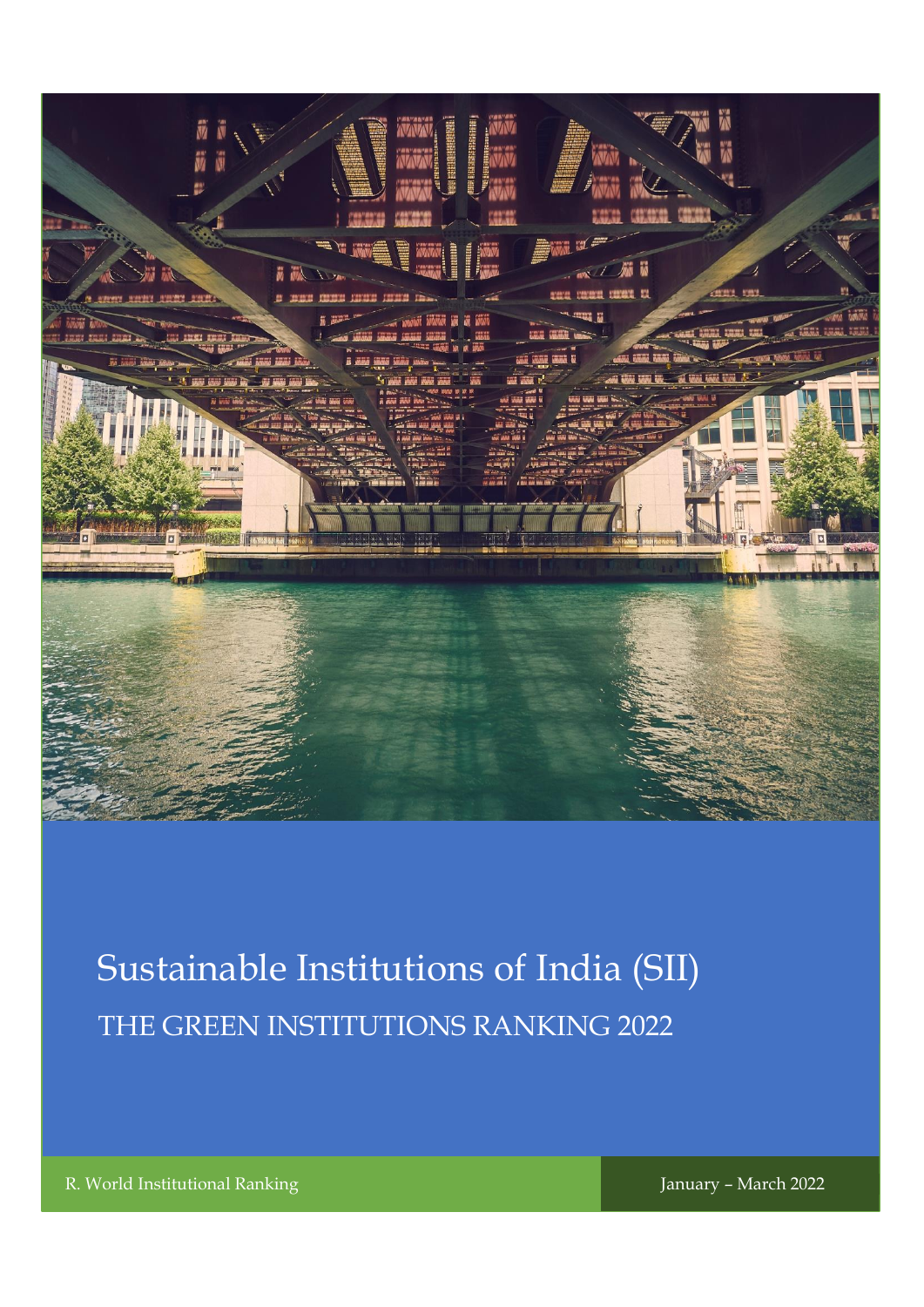# Sustainable Institutions of India (SII)

## THE GREEN INSTITUTIONS RANKING 2022

R. World Institutional Ranking

January – March 2022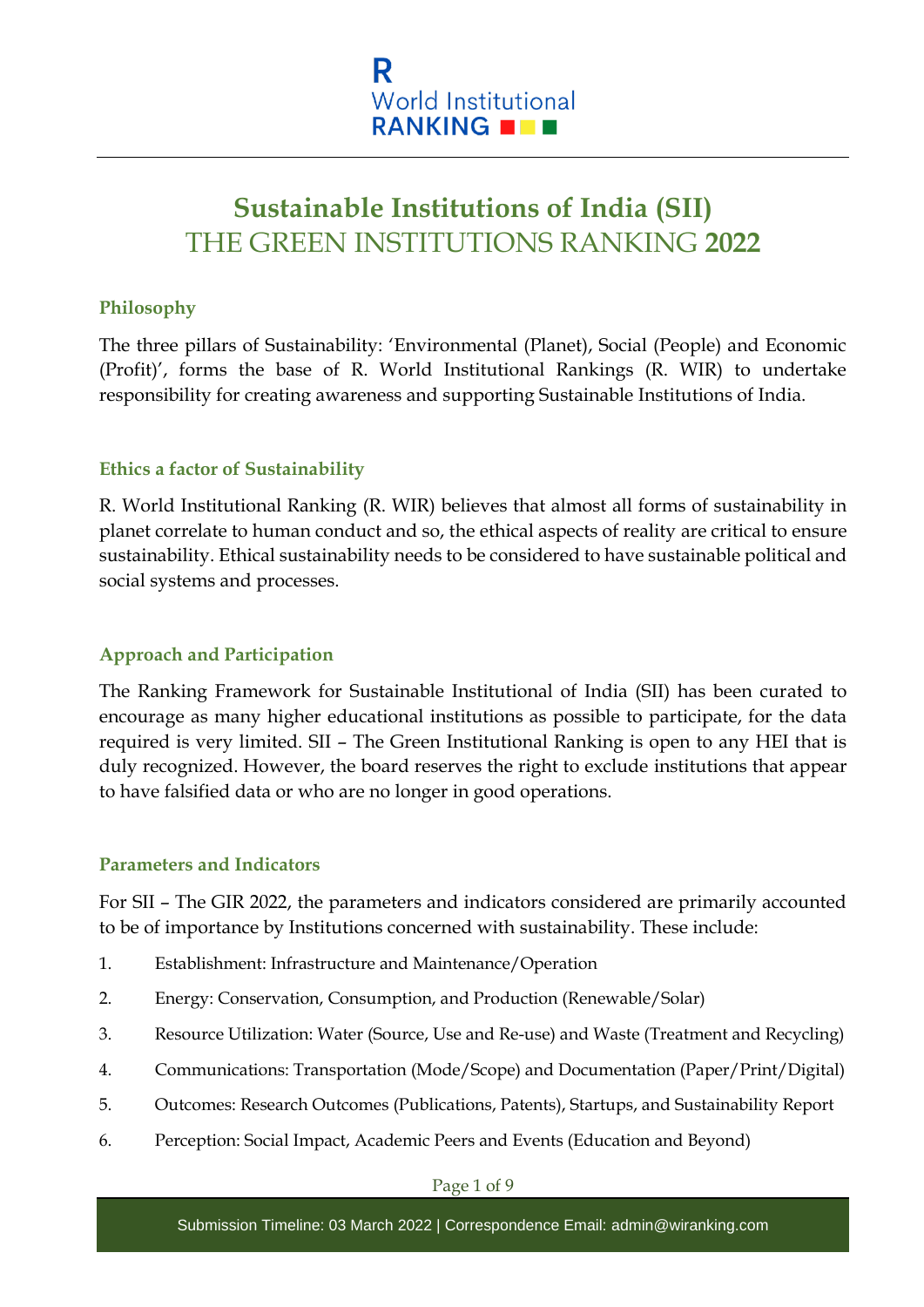# Sustainable Institutions of India (SII)

## THE GREEN INSTITUTIONS RANKING 2022

### Philosophy

The three pillars of Sustainability: 'Environmental (Planet), Social (People) and Economic (Profit)', forms the base of R. World Institutional Rankings (R. WIR) to undertake responsibility for creating awareness and supporting Sustainable Institutions of India.

### Ethics a factor of Sustainability

R. World Institutional Ranking (R. WIR) believes that almost all forms of sustainability in planet correlate to human conduct and so, the ethical aspects of reality are critical to ensure sustainability. Ethical sustainability needs to be considered to have sustainable political and social systems and processes.

### Approach and Participation

The Ranking Framework for Sustainable Institutional of India (SII) has been curated to encourage as many higher educational institutions as possible to participate, for the data required is very limited. SII – The Green Institutional Ranking is open to any HEI that is duly recognized. However, the board reserves the right to exclude institutions that appear to have falsified data or who are no longer in good operations.

### Parameters and Indicators

For SII – The GIR 2022, the parameters and indicators considered are primarily accounted to be of importance by Institutions concerned with sustainability. These include:

1. Establishment: Infrastructure and Maintenance/Operation
2. Energy: Conservation, Consumption, and Production (Renewable/Solar)
3. Resource Utilization: Water (Source, Use and Re-use) and Waste (Treatment and Recycling)
4. Communications: Transportation (Mode/Scope) and Documentation (Paper/Print/Digital)
5. Outcomes: Research Outcomes (Publications, Patents), Startups, and Sustainability Report
6. Perception: Social Impact, Academic Peers and Events (Education and Beyond)

Submission Timeline: 03 March 2022 | Correspondence Email: admin@wiranking.com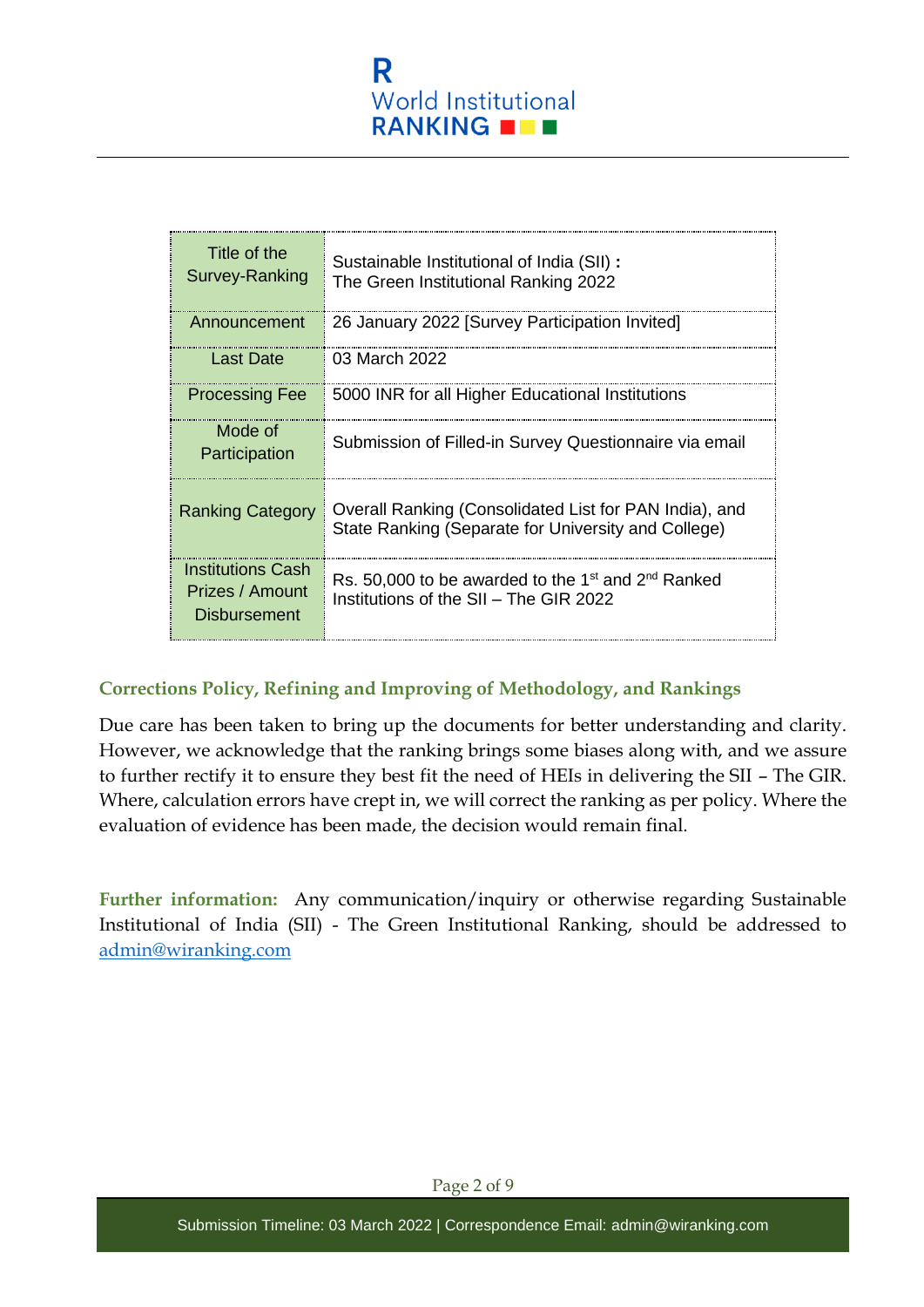| Title of the Survey-Ranking | Sustainable Institutional of India (SII) **:** The Green Institutional Ranking 2022 |
|---|---|
| Announcement | 26 January 2022 [Survey Participation Invited] |
| Last Date | 03 March 2022 |
| Processing Fee | 5000 INR for all Higher Educational Institutions |
| Mode of Participation | Submission of Filled-in Survey Questionnaire via email |
| Ranking Category | Overall Ranking (Consolidated List for PAN India), and State Ranking (Separate for University and College) |
| Institutions Cash Prizes / Amount Disbursement | Rs. 50,000 to be awarded to the 1st and 2nd Ranked Institutions of the SII – The GIR 2022 |

### Corrections Policy, Refining and Improving of Methodology, and Rankings

Due care has been taken to bring up the documents for better understanding and clarity. However, we acknowledge that the ranking brings some biases along with, and we assure to further rectify it to ensure they best fit the need of HEIs in delivering the SII – The GIR. Where, calculation errors have crept in, we will correct the ranking as per policy. Where the evaluation of evidence has been made, the decision would remain final.

**Further information:** Any communication/inquiry or otherwise regarding Sustainable Institutional of India (SII) - The Green Institutional Ranking, should be addressed to admin@wiranking.com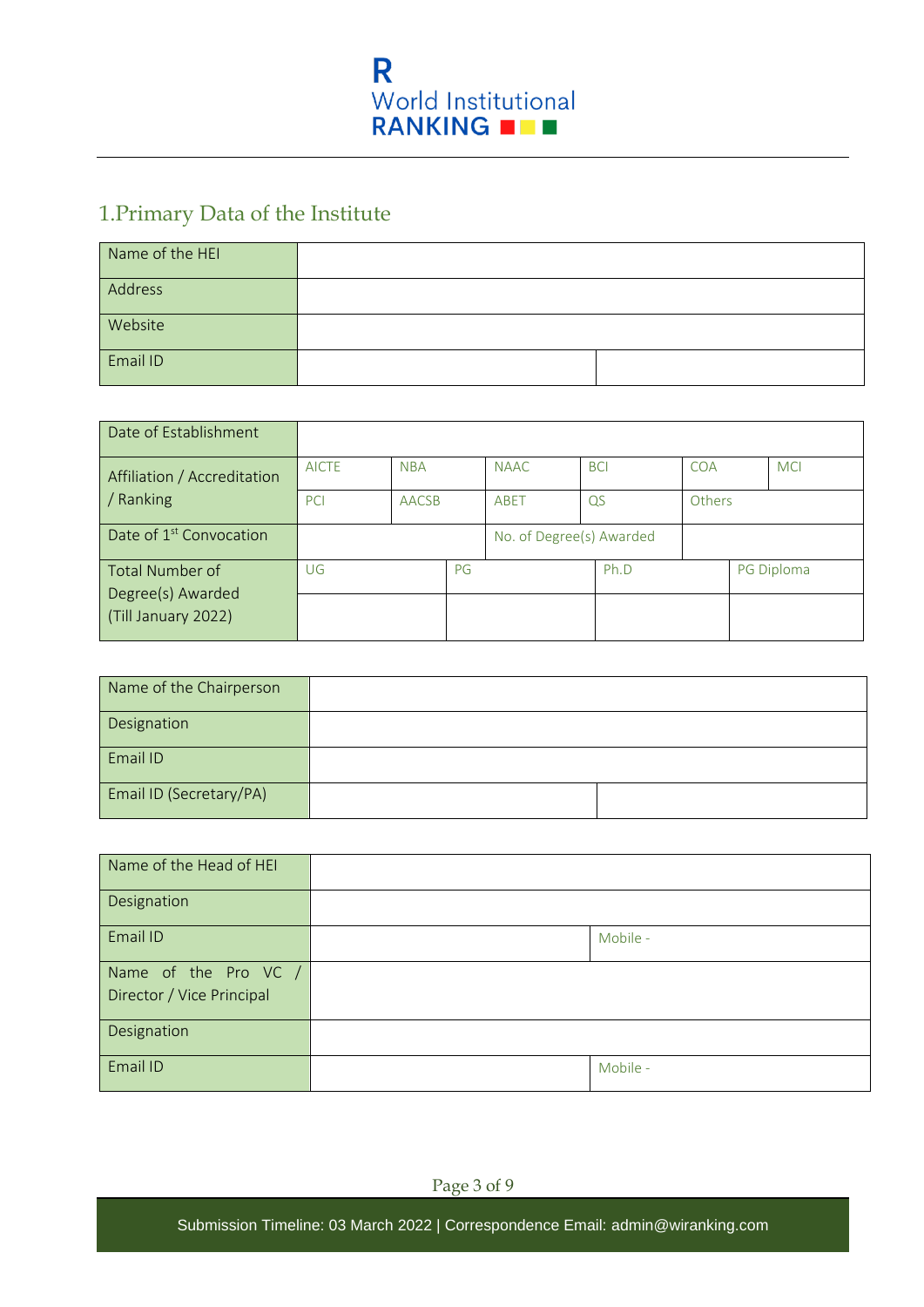## 1.Primary Data of the Institute

| Name of the HEI | | |
|---|---|---|
| Address | | |
| Website | | |
| Email ID | | |

| Date of Establishment | | | | | | |
|---|---|---|---|---|---|---|
| Affiliation / Accreditation / Ranking | AICTE | NBA | NAAC | BCI | COA | MCI |
| | PCI | AACSB | ABET | QS | Others | |
| Date of 1st Convocation | | | No. of Degree(s) Awarded | | | |

| Total Number of Degree(s) Awarded (Till January 2022) | UG | PG | Ph.D | PG Diploma |
|---|---|---|---|---|
| | | | | |

| Name of the Chairperson | | |
|---|---|---|
| Designation | | |
| Email ID | | |
| Email ID (Secretary/PA) | | |

| Name of the Head of HEI | | |
|---|---|---|
| Designation | | |
| Email ID | | Mobile - |
| Name of the Pro VC / Director / Vice Principal | | |
| Designation | | |
| Email ID | | Mobile - |

Submission Timeline: 03 March 2022 | Correspondence Email: admin@wiranking.com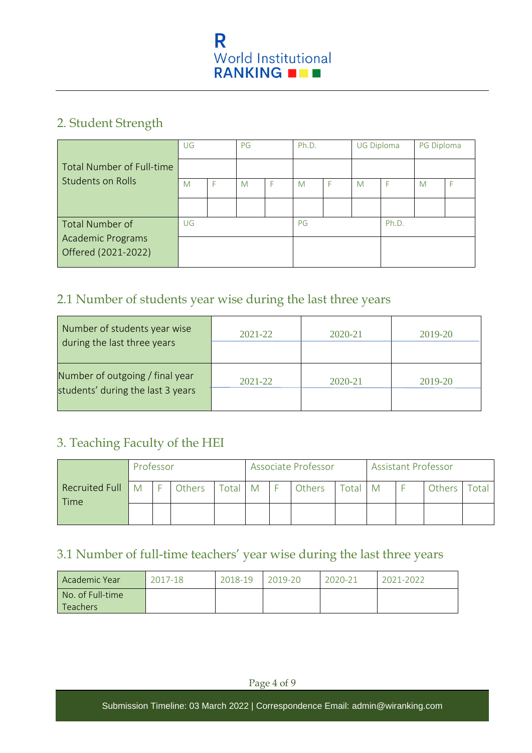## 2. Student Strength

| | UG | | PG | | Ph.D. | | UG Diploma | | PG Diploma | |
|---|---|---|---|---|---|---|---|---|---|---|
| Total Number of Full-time Students on Rolls | | | | | | | | | | |
| | M | F | M | F | M | F | M | F | M | F |
| | | | | | | | | | | |
| Total Number of Academic Programs Offered (2021-2022) | UG | | | | PG | | | Ph.D. | | |
| | | | | | | | | | | |

## 2.1 Number of students year wise during the last three years

| | 2021-22 | 2020-21 | 2019-20 |
|---|---|---|---|
| Number of students year wise during the last three years | | | |
| | 2021-22 | 2020-21 | 2019-20 |
| Number of outgoing / final year students' during the last 3 years | | | |

## 3. Teaching Faculty of the HEI

| | Professor | | | | Associate Professor | | | | Assistant Professor | | | |
|---|---|---|---|---|---|---|---|---|---|---|---|---|
| Recruited Full Time | M | F | Others | Total | M | F | Others | Total | M | F | Others | Total |
| | | | | | | | | | | | | |

## 3.1 Number of full-time teachers' year wise during the last three years

| Academic Year | 2017-18 | 2018-19 | 2019-20 | 2020-21 | 2021-2022 |
|---|---|---|---|---|---|
| No. of Full-time Teachers | | | | | |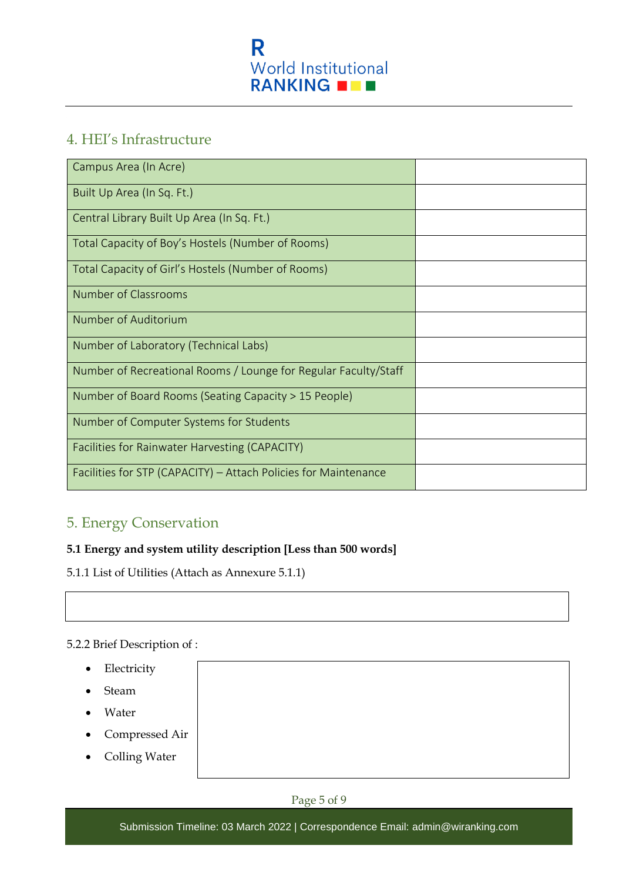## 4. HEI's Infrastructure

| | |
|---|---|
| Campus Area (In Acre) | |
| Built Up Area (In Sq. Ft.) | |
| Central Library Built Up Area (In Sq. Ft.) | |
| Total Capacity of Boy's Hostels (Number of Rooms) | |
| Total Capacity of Girl's Hostels (Number of Rooms) | |
| Number of Classrooms | |
| Number of Auditorium | |
| Number of Laboratory (Technical Labs) | |
| Number of Recreational Rooms / Lounge for Regular Faculty/Staff | |
| Number of Board Rooms (Seating Capacity > 15 People) | |
| Number of Computer Systems for Students | |
| Facilities for Rainwater Harvesting (CAPACITY) | |
| Facilities for STP (CAPACITY) – Attach Policies for Maintenance | |

## 5. Energy Conservation

**5.1 Energy and system utility description [Less than 500 words]**

5.1.1 List of Utilities (Attach as Annexure 5.1.1)

| |
|---|
| |

5.2.2 Brief Description of :

- Electricity
- Steam
- Water
- Compressed Air
- Colling Water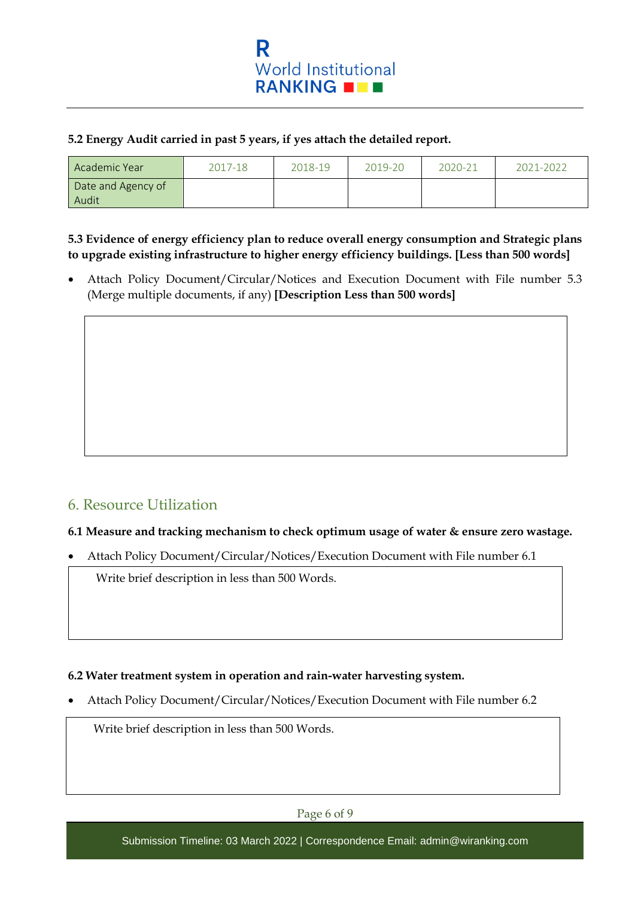**5.2 Energy Audit carried in past 5 years, if yes attach the detailed report.**

| Academic Year | 2017-18 | 2018-19 | 2019-20 | 2020-21 | 2021-2022 |
|---|---|---|---|---|---|
| Date and Agency of Audit | | | | | |

**5.3 Evidence of energy efficiency plan to reduce overall energy consumption and Strategic plans to upgrade existing infrastructure to higher energy efficiency buildings. [Less than 500 words]**

- Attach Policy Document/Circular/Notices and Execution Document with File number 5.3 (Merge multiple documents, if any) **[Description Less than 500 words]**

## 6. Resource Utilization

**6.1 Measure and tracking mechanism to check optimum usage of water & ensure zero wastage.**

- Attach Policy Document/Circular/Notices/Execution Document with File number 6.1

Write brief description in less than 500 Words.

**6.2 Water treatment system in operation and rain-water harvesting system.**

- Attach Policy Document/Circular/Notices/Execution Document with File number 6.2

Write brief description in less than 500 Words.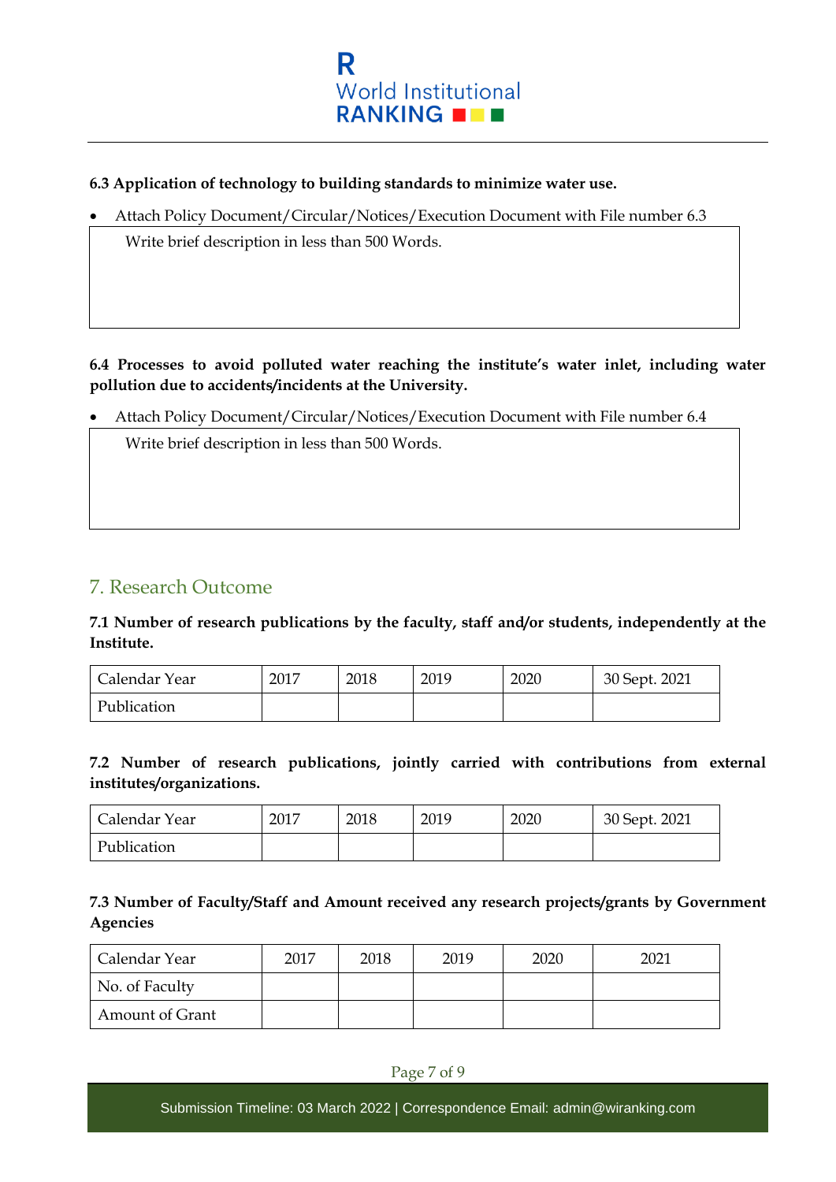**6.3 Application of technology to building standards to minimize water use.**

- Attach Policy Document/Circular/Notices/Execution Document with File number 6.3

| Write brief description in less than 500 Words. |
|---|
| |

**6.4 Processes to avoid polluted water reaching the institute's water inlet, including water pollution due to accidents/incidents at the University.**

- Attach Policy Document/Circular/Notices/Execution Document with File number 6.4

| Write brief description in less than 500 Words. |
|---|
| |

## 7. Research Outcome

**7.1 Number of research publications by the faculty, staff and/or students, independently at the Institute.**

| Calendar Year | 2017 | 2018 | 2019 | 2020 | 30 Sept. 2021 |
|---|---|---|---|---|---|
| Publication | | | | | |

**7.2 Number of research publications, jointly carried with contributions from external institutes/organizations.**

| Calendar Year | 2017 | 2018 | 2019 | 2020 | 30 Sept. 2021 |
|---|---|---|---|---|---|
| Publication | | | | | |

**7.3 Number of Faculty/Staff and Amount received any research projects/grants by Government Agencies**

| Calendar Year | 2017 | 2018 | 2019 | 2020 | 2021 |
|---|---|---|---|---|---|
| No. of Faculty | | | | | |
| Amount of Grant | | | | | |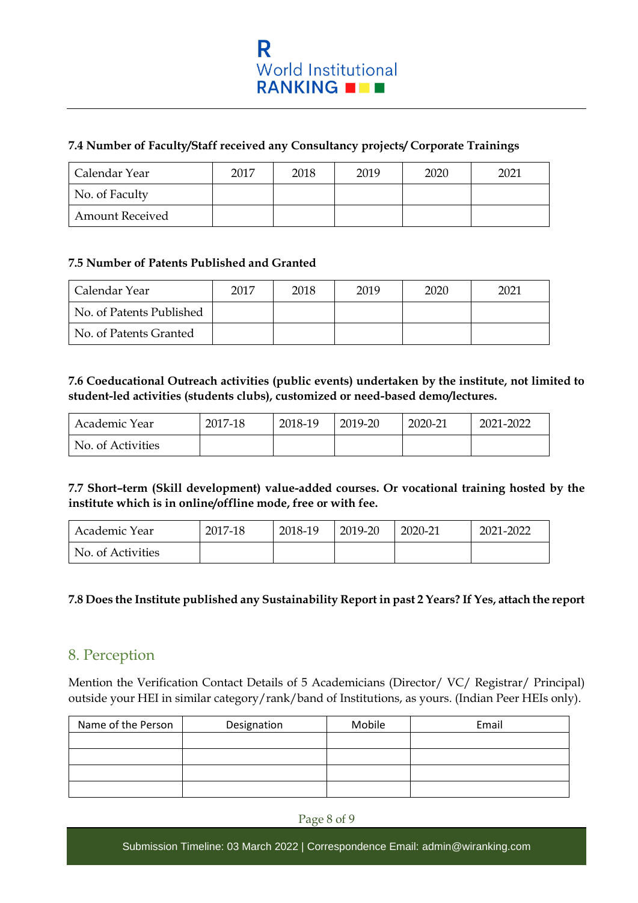**7.4 Number of Faculty/Staff received any Consultancy projects/ Corporate Trainings**

| Calendar Year | 2017 | 2018 | 2019 | 2020 | 2021 |
|---|---|---|---|---|---|
| No. of Faculty | | | | | |
| Amount Received | | | | | |

**7.5 Number of Patents Published and Granted**

| Calendar Year | 2017 | 2018 | 2019 | 2020 | 2021 |
|---|---|---|---|---|---|
| No. of Patents Published | | | | | |
| No. of Patents Granted | | | | | |

**7.6 Coeducational Outreach activities (public events) undertaken by the institute, not limited to student-led activities (students clubs), customized or need-based demo/lectures.**

| Academic Year | 2017-18 | 2018-19 | 2019-20 | 2020-21 | 2021-2022 |
|---|---|---|---|---|---|
| No. of Activities | | | | | |

**7.7 Short–term (Skill development) value-added courses. Or vocational training hosted by the institute which is in online/offline mode, free or with fee.**

| Academic Year | 2017-18 | 2018-19 | 2019-20 | 2020-21 | 2021-2022 |
|---|---|---|---|---|---|
| No. of Activities | | | | | |

**7.8 Does the Institute published any Sustainability Report in past 2 Years? If Yes, attach the report**

## 8. Perception

Mention the Verification Contact Details of 5 Academicians (Director/ VC/ Registrar/ Principal) outside your HEI in similar category/rank/band of Institutions, as yours. (Indian Peer HEIs only).

| Name of the Person | Designation | Mobile | Email |
|---|---|---|---|
| | | | |
| | | | |
| | | | |
| | | | |

Submission Timeline: 03 March 2022 | Correspondence Email: admin@wiranking.com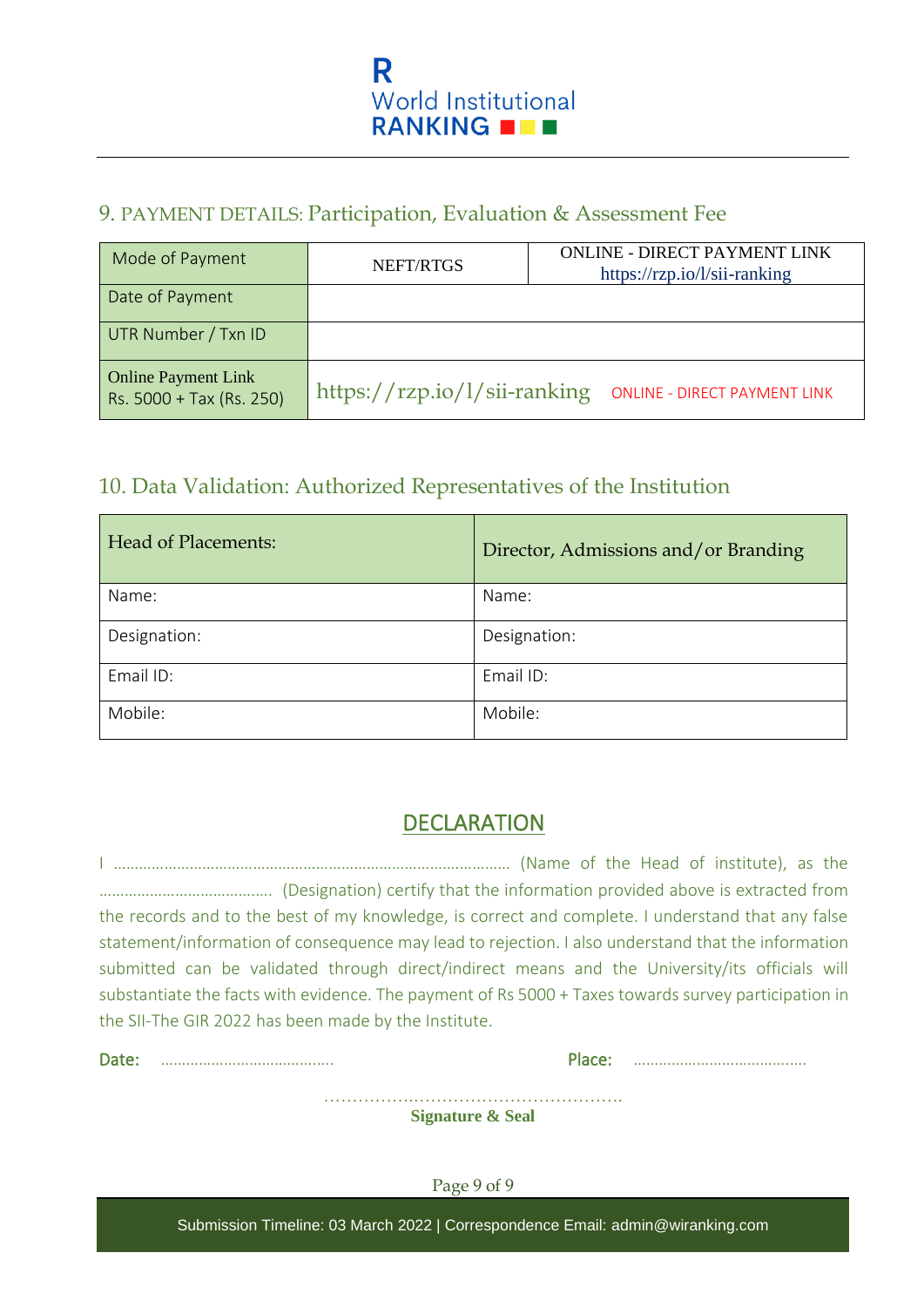## 9. PAYMENT DETAILS: Participation, Evaluation & Assessment Fee

| | | |
|---|---|---|
| Mode of Payment | NEFT/RTGS | ONLINE - DIRECT PAYMENT LINK https://rzp.io/l/sii-ranking |
| Date of Payment | | |
| UTR Number / Txn ID | | |
| Online Payment Link Rs. 5000 + Tax (Rs. 250) | https://rzp.io/l/sii-ranking ONLINE - DIRECT PAYMENT LINK | |

## 10. Data Validation: Authorized Representatives of the Institution

| Head of Placements: | Director, Admissions and/or Branding |
|---|---|
| Name: | Name: |
| Designation: | Designation: |
| Email ID: | Email ID: |
| Mobile: | Mobile: |

## DECLARATION

I ……………………………………………………………………………………… (Name of the Head of institute), as the …………………………………… (Designation) certify that the information provided above is extracted from the records and to the best of my knowledge, is correct and complete. I understand that any false statement/information of consequence may lead to rejection. I also understand that the information submitted can be validated through direct/indirect means and the University/its officials will substantiate the facts with evidence. The payment of Rs 5000 + Taxes towards survey participation in the SII-The GIR 2022 has been made by the Institute.

**Date:** …………………………………… **Place:** ……………………………………

………………………………………………

**Signature & Seal**

Submission Timeline: 03 March 2022 | Correspondence Email: admin@wiranking.com